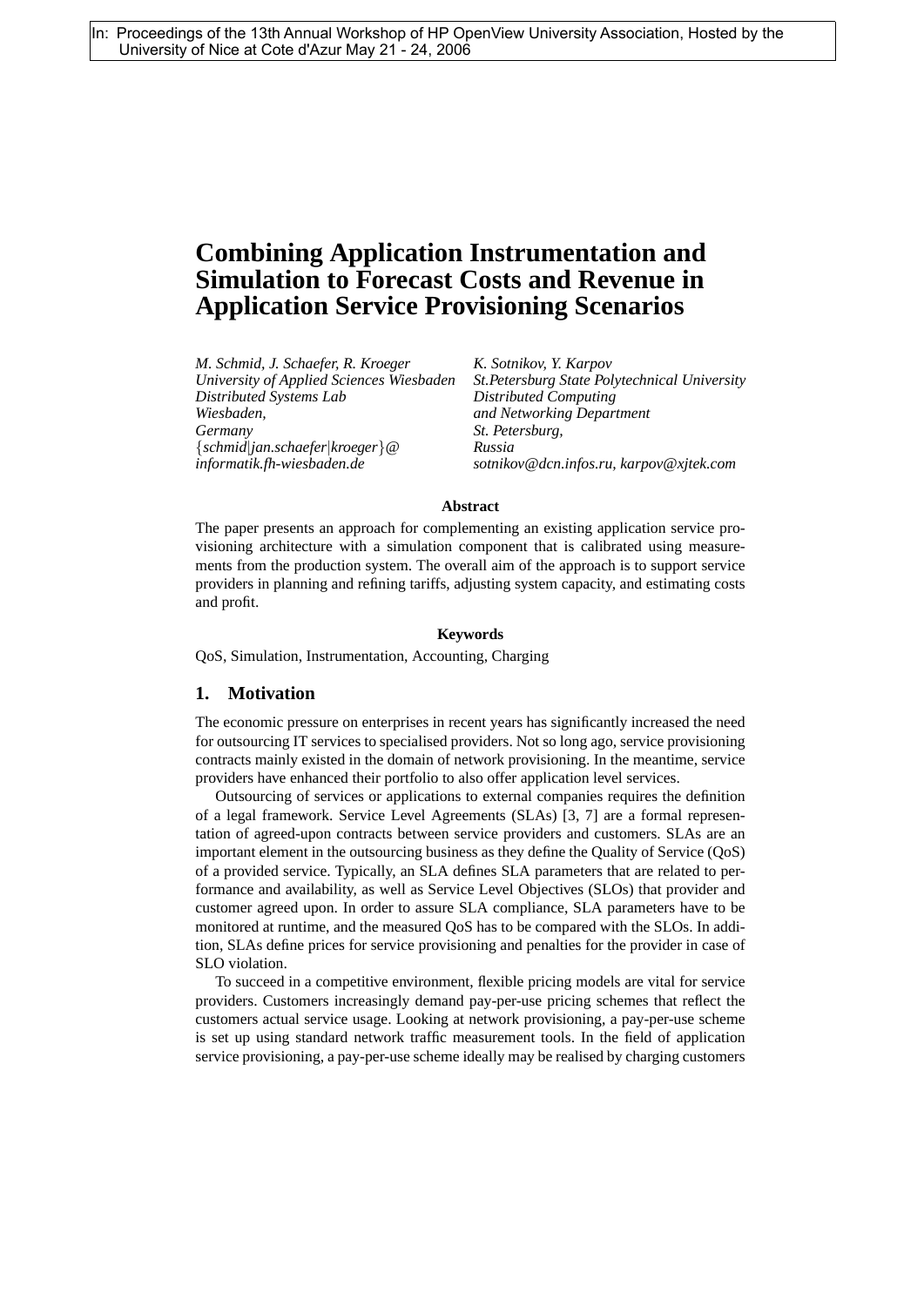In: Proceedings of the 13th Annual Workshop of HP OpenView University Association, Hosted by the University of Nice at Cote d'Azur May 21 - 24, 2006

# Combining Application Instrumentation and Simulation to Forecast Costs and Revenue in Application Service Provisioning Scenarios

*M. Schmid, J. Schaefer, R. Kroeger*
*University of Applied Sciences Wiesbaden*
*Distributed Systems Lab*
*Wiesbaden,*
*Germany*
*{schmid|jan.schaefer|kroeger}@*
*informatik.fh-wiesbaden.de*

*K. Sotnikov, Y. Karpov*
*St.Petersburg State Polytechnical University*
*Distributed Computing*
*and Networking Department*
*St. Petersburg,*
*Russia*
*sotnikov@dcn.infos.ru, karpov@xjtek.com*

**Abstract**

The paper presents an approach for complementing an existing application service provisioning architecture with a simulation component that is calibrated using measurements from the production system. The overall aim of the approach is to support service providers in planning and refining tariffs, adjusting system capacity, and estimating costs and profit.

**Keywords**

QoS, Simulation, Instrumentation, Accounting, Charging

## 1. Motivation

The economic pressure on enterprises in recent years has significantly increased the need for outsourcing IT services to specialised providers. Not so long ago, service provisioning contracts mainly existed in the domain of network provisioning. In the meantime, service providers have enhanced their portfolio to also offer application level services.

Outsourcing of services or applications to external companies requires the definition of a legal framework. Service Level Agreements (SLAs) [3, 7] are a formal representation of agreed-upon contracts between service providers and customers. SLAs are an important element in the outsourcing business as they define the Quality of Service (QoS) of a provided service. Typically, an SLA defines SLA parameters that are related to performance and availability, as well as Service Level Objectives (SLOs) that provider and customer agreed upon. In order to assure SLA compliance, SLA parameters have to be monitored at runtime, and the measured QoS has to be compared with the SLOs. In addition, SLAs define prices for service provisioning and penalties for the provider in case of SLO violation.

To succeed in a competitive environment, flexible pricing models are vital for service providers. Customers increasingly demand pay-per-use pricing schemes that reflect the customers actual service usage. Looking at network provisioning, a pay-per-use scheme is set up using standard network traffic measurement tools. In the field of application service provisioning, a pay-per-use scheme ideally may be realised by charging customers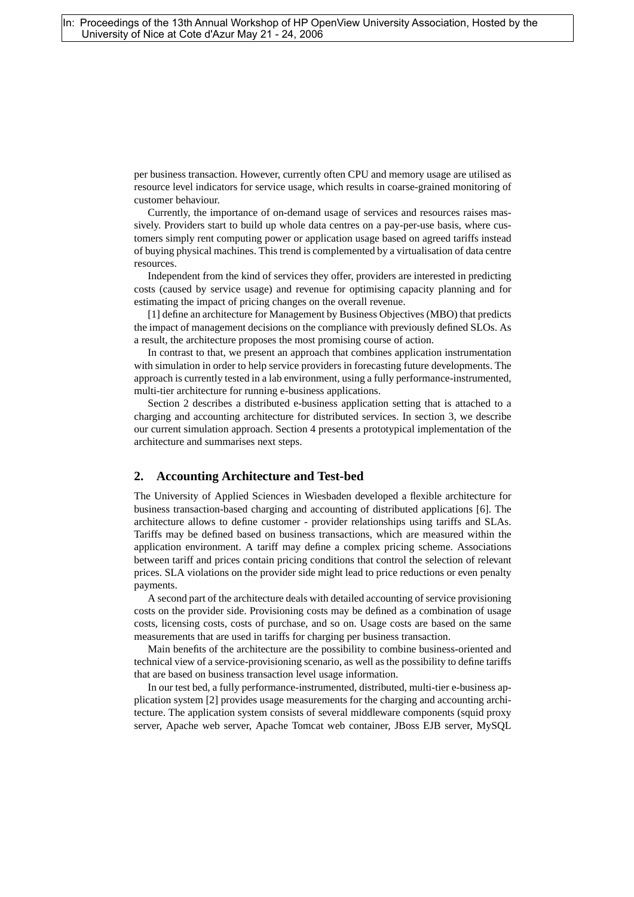per business transaction. However, currently often CPU and memory usage are utilised as resource level indicators for service usage, which results in coarse-grained monitoring of customer behaviour.

Currently, the importance of on-demand usage of services and resources raises massively. Providers start to build up whole data centres on a pay-per-use basis, where customers simply rent computing power or application usage based on agreed tariffs instead of buying physical machines. This trend is complemented by a virtualisation of data centre resources.

Independent from the kind of services they offer, providers are interested in predicting costs (caused by service usage) and revenue for optimising capacity planning and for estimating the impact of pricing changes on the overall revenue.

[1] define an architecture for Management by Business Objectives (MBO) that predicts the impact of management decisions on the compliance with previously defined SLOs. As a result, the architecture proposes the most promising course of action.

In contrast to that, we present an approach that combines application instrumentation with simulation in order to help service providers in forecasting future developments. The approach is currently tested in a lab environment, using a fully performance-instrumented, multi-tier architecture for running e-business applications.

Section 2 describes a distributed e-business application setting that is attached to a charging and accounting architecture for distributed services. In section 3, we describe our current simulation approach. Section 4 presents a prototypical implementation of the architecture and summarises next steps.

## 2. Accounting Architecture and Test-bed

The University of Applied Sciences in Wiesbaden developed a flexible architecture for business transaction-based charging and accounting of distributed applications [6]. The architecture allows to define customer - provider relationships using tariffs and SLAs. Tariffs may be defined based on business transactions, which are measured within the application environment. A tariff may define a complex pricing scheme. Associations between tariff and prices contain pricing conditions that control the selection of relevant prices. SLA violations on the provider side might lead to price reductions or even penalty payments.

A second part of the architecture deals with detailed accounting of service provisioning costs on the provider side. Provisioning costs may be defined as a combination of usage costs, licensing costs, costs of purchase, and so on. Usage costs are based on the same measurements that are used in tariffs for charging per business transaction.

Main benefits of the architecture are the possibility to combine business-oriented and technical view of a service-provisioning scenario, as well as the possibility to define tariffs that are based on business transaction level usage information.

In our test bed, a fully performance-instrumented, distributed, multi-tier e-business application system [2] provides usage measurements for the charging and accounting architecture. The application system consists of several middleware components (squid proxy server, Apache web server, Apache Tomcat web container, JBoss EJB server, MySQL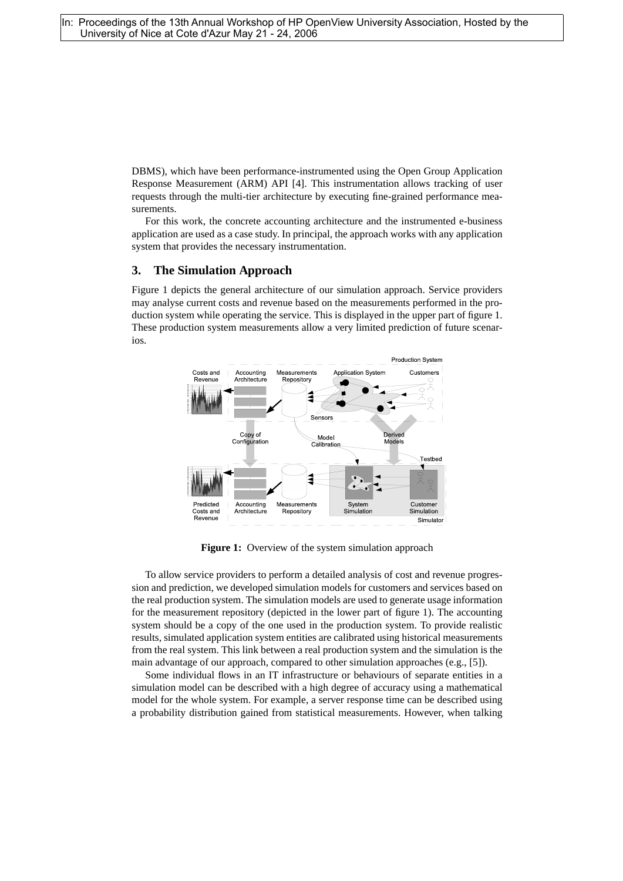DBMS), which have been performance-instrumented using the Open Group Application Response Measurement (ARM) API [4]. This instrumentation allows tracking of user requests through the multi-tier architecture by executing fine-grained performance measurements.

For this work, the concrete accounting architecture and the instrumented e-business application are used as a case study. In principal, the approach works with any application system that provides the necessary instrumentation.

## 3. The Simulation Approach

Figure 1 depicts the general architecture of our simulation approach. Service providers may analyse current costs and revenue based on the measurements performed in the production system while operating the service. This is displayed in the upper part of figure 1. These production system measurements allow a very limited prediction of future scenarios.

**Figure 1:** Overview of the system simulation approach

To allow service providers to perform a detailed analysis of cost and revenue progression and prediction, we developed simulation models for customers and services based on the real production system. The simulation models are used to generate usage information for the measurement repository (depicted in the lower part of figure 1). The accounting system should be a copy of the one used in the production system. To provide realistic results, simulated application system entities are calibrated using historical measurements from the real system. This link between a real production system and the simulation is the main advantage of our approach, compared to other simulation approaches (e.g., [5]).

Some individual flows in an IT infrastructure or behaviours of separate entities in a simulation model can be described with a high degree of accuracy using a mathematical model for the whole system. For example, a server response time can be described using a probability distribution gained from statistical measurements. However, when talking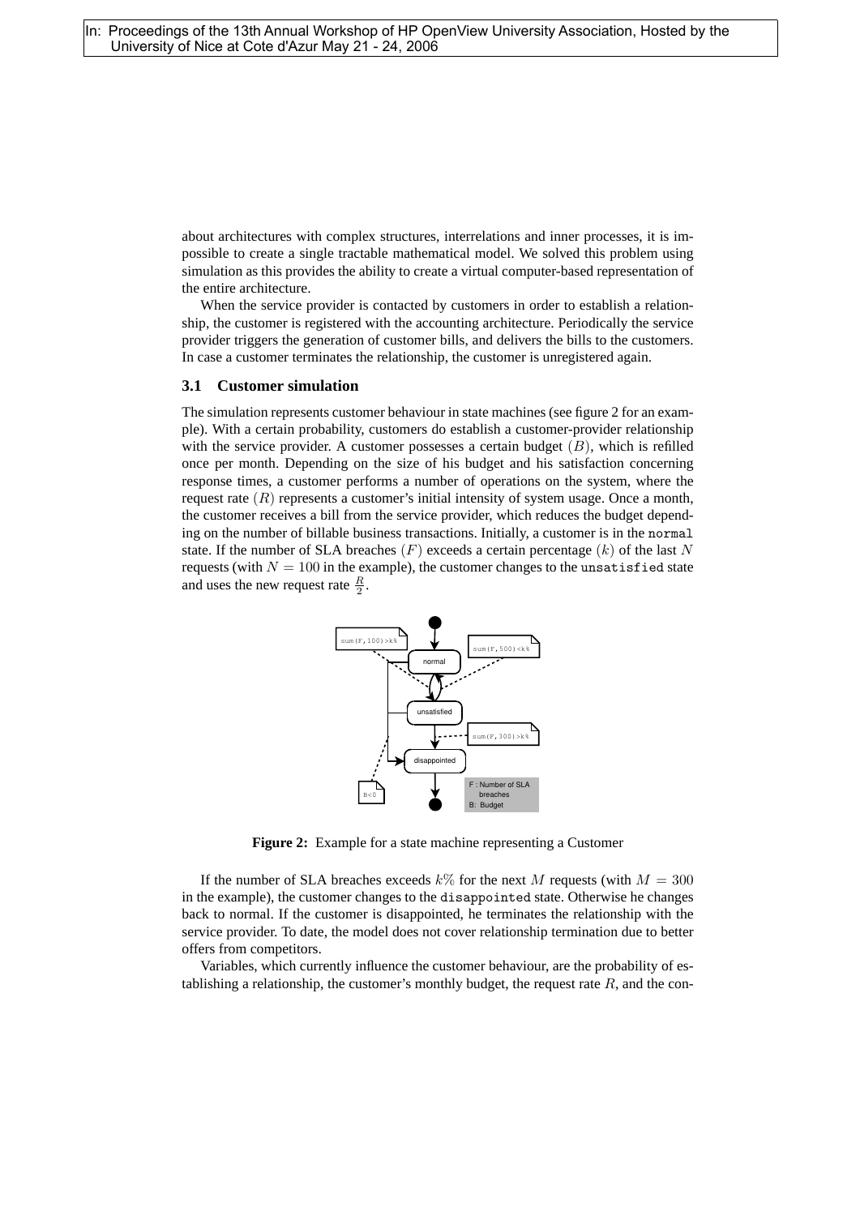about architectures with complex structures, interrelations and inner processes, it is impossible to create a single tractable mathematical model. We solved this problem using simulation as this provides the ability to create a virtual computer-based representation of the entire architecture.

When the service provider is contacted by customers in order to establish a relationship, the customer is registered with the accounting architecture. Periodically the service provider triggers the generation of customer bills, and delivers the bills to the customers. In case a customer terminates the relationship, the customer is unregistered again.

### 3.1 Customer simulation

The simulation represents customer behaviour in state machines (see figure 2 for an example). With a certain probability, customers do establish a customer-provider relationship with the service provider. A customer possesses a certain budget $(B)$, which is refilled once per month. Depending on the size of his budget and his satisfaction concerning response times, a customer performs a number of operations on the system, where the request rate $(R)$ represents a customer's initial intensity of system usage. Once a month, the customer receives a bill from the service provider, which reduces the budget depending on the number of billable business transactions. Initially, a customer is in the `normal` state. If the number of SLA breaches $(F)$ exceeds a certain percentage $(k)$ of the last $N$ requests (with $N = 100$ in the example), the customer changes to the `unsatisfied` state and uses the new request rate $\frac{R}{2}$.

**Figure 2:** Example for a state machine representing a Customer

If the number of SLA breaches exceeds $k\%$ for the next $M$ requests (with $M = 300$ in the example), the customer changes to the `disappointed` state. Otherwise he changes back to normal. If the customer is disappointed, he terminates the relationship with the service provider. To date, the model does not cover relationship termination due to better offers from competitors.

Variables, which currently influence the customer behaviour, are the probability of establishing a relationship, the customer's monthly budget, the request rate $R$, and the con-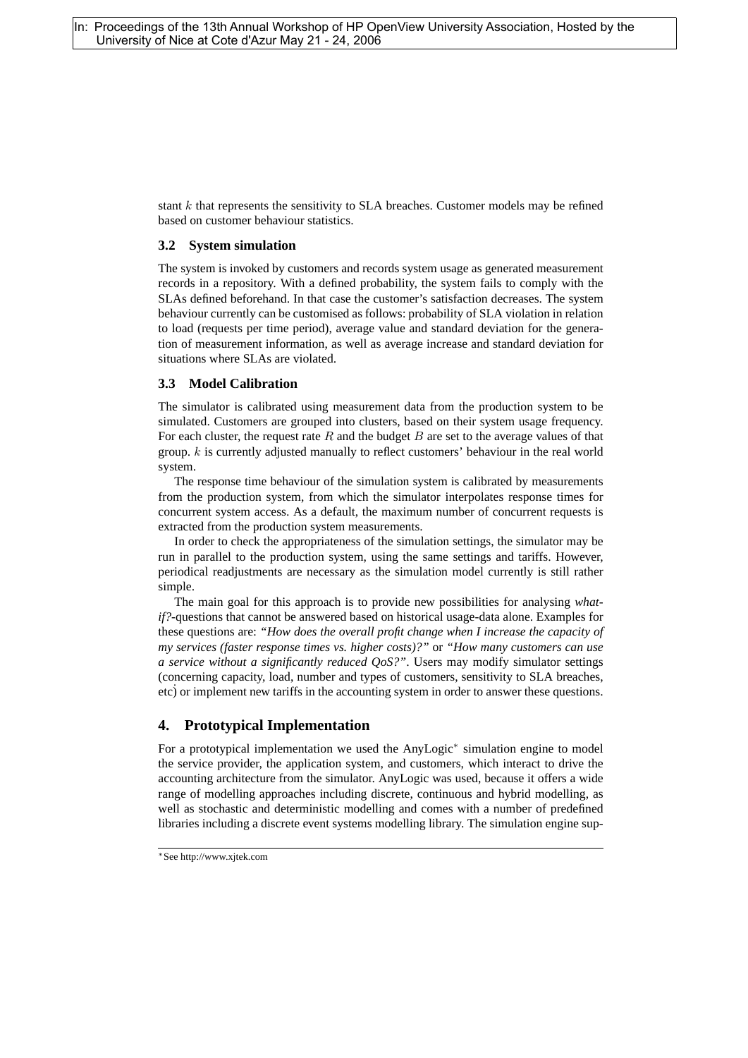stant $k$ that represents the sensitivity to SLA breaches. Customer models may be refined based on customer behaviour statistics.

### 3.2 System simulation

The system is invoked by customers and records system usage as generated measurement records in a repository. With a defined probability, the system fails to comply with the SLAs defined beforehand. In that case the customer's satisfaction decreases. The system behaviour currently can be customised as follows: probability of SLA violation in relation to load (requests per time period), average value and standard deviation for the generation of measurement information, as well as average increase and standard deviation for situations where SLAs are violated.

### 3.3 Model Calibration

The simulator is calibrated using measurement data from the production system to be simulated. Customers are grouped into clusters, based on their system usage frequency. For each cluster, the request rate $R$ and the budget $B$ are set to the average values of that group. $k$ is currently adjusted manually to reflect customers' behaviour in the real world system.

The response time behaviour of the simulation system is calibrated by measurements from the production system, from which the simulator interpolates response times for concurrent system access. As a default, the maximum number of concurrent requests is extracted from the production system measurements.

In order to check the appropriateness of the simulation settings, the simulator may be run in parallel to the production system, using the same settings and tariffs. However, periodical readjustments are necessary as the simulation model currently is still rather simple.

The main goal for this approach is to provide new possibilities for analysing *what-if?*-questions that cannot be answered based on historical usage-data alone. Examples for these questions are: *"How does the overall profit change when I increase the capacity of my services (faster response times vs. higher costs)?"* or *"How many customers can use a service without a significantly reduced QoS?"*. Users may modify simulator settings (concerning capacity, load, number and types of customers, sensitivity to SLA breaches, etc) or implement new tariffs in the accounting system in order to answer these questions.

## 4. Prototypical Implementation

For a prototypical implementation we used the AnyLogic* simulation engine to model the service provider, the application system, and customers, which interact to drive the accounting architecture from the simulator. AnyLogic was used, because it offers a wide range of modelling approaches including discrete, continuous and hybrid modelling, as well as stochastic and deterministic modelling and comes with a number of predefined libraries including a discrete event systems modelling library. The simulation engine sup-

*See http://www.xjtek.com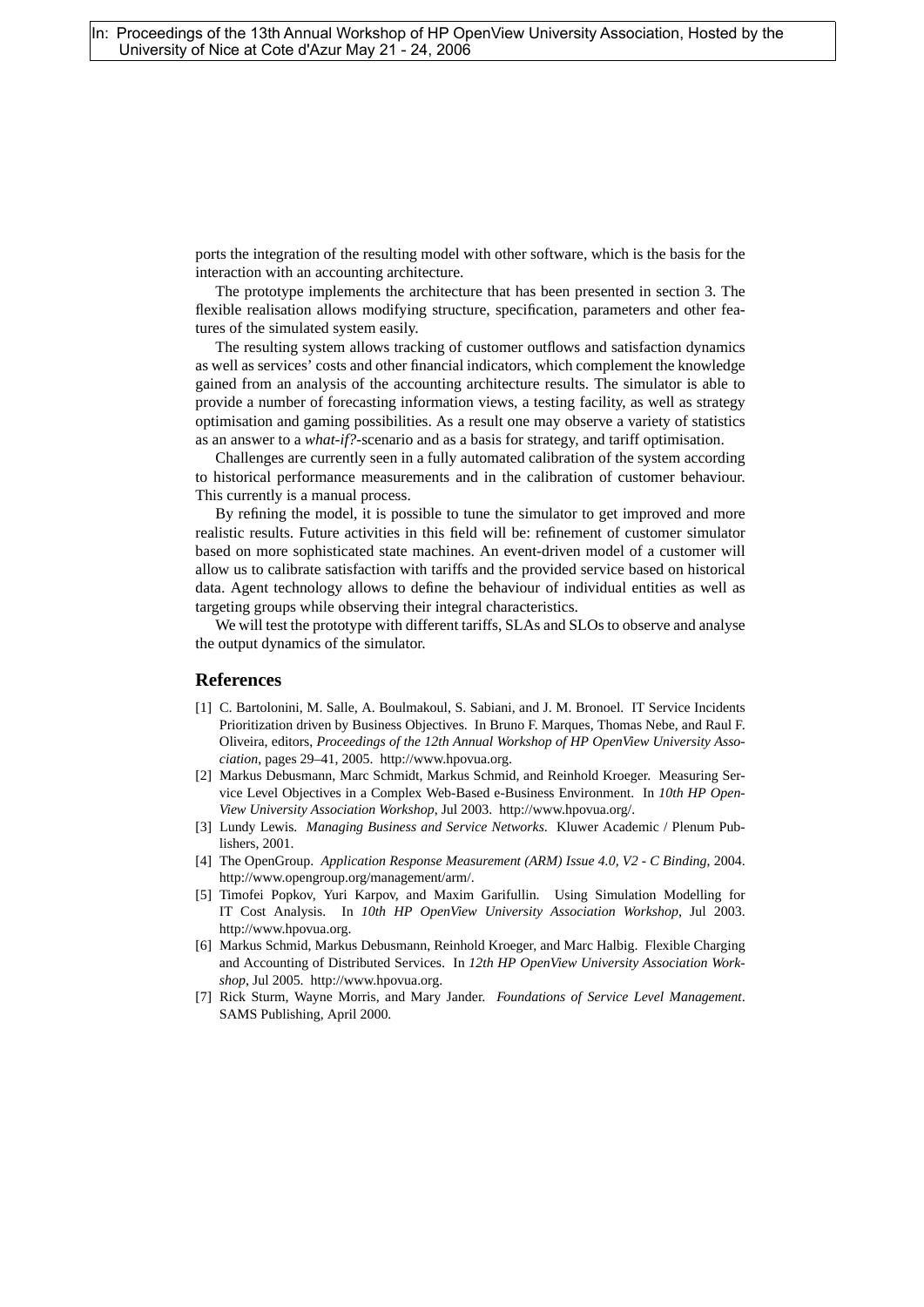ports the integration of the resulting model with other software, which is the basis for the interaction with an accounting architecture.

The prototype implements the architecture that has been presented in section 3. The flexible realisation allows modifying structure, specification, parameters and other features of the simulated system easily.

The resulting system allows tracking of customer outflows and satisfaction dynamics as well as services' costs and other financial indicators, which complement the knowledge gained from an analysis of the accounting architecture results. The simulator is able to provide a number of forecasting information views, a testing facility, as well as strategy optimisation and gaming possibilities. As a result one may observe a variety of statistics as an answer to a *what-if?*-scenario and as a basis for strategy, and tariff optimisation.

Challenges are currently seen in a fully automated calibration of the system according to historical performance measurements and in the calibration of customer behaviour. This currently is a manual process.

By refining the model, it is possible to tune the simulator to get improved and more realistic results. Future activities in this field will be: refinement of customer simulator based on more sophisticated state machines. An event-driven model of a customer will allow us to calibrate satisfaction with tariffs and the provided service based on historical data. Agent technology allows to define the behaviour of individual entities as well as targeting groups while observing their integral characteristics.

We will test the prototype with different tariffs, SLAs and SLOs to observe and analyse the output dynamics of the simulator.

## References

[1] C. Bartolonini, M. Salle, A. Boulmakoul, S. Sabiani, and J. M. Bronoel. IT Service Incidents Prioritization driven by Business Objectives. In Bruno F. Marques, Thomas Nebe, and Raul F. Oliveira, editors, *Proceedings of the 12th Annual Workshop of HP OpenView University Association*, pages 29–41, 2005. http://www.hpovua.org.

[2] Markus Debusmann, Marc Schmidt, Markus Schmid, and Reinhold Kroeger. Measuring Service Level Objectives in a Complex Web-Based e-Business Environment. In *10th HP OpenView University Association Workshop*, Jul 2003. http://www.hpovua.org/.

[3] Lundy Lewis. *Managing Business and Service Networks*. Kluwer Academic / Plenum Publishers, 2001.

[4] The OpenGroup. *Application Response Measurement (ARM) Issue 4.0, V2 - C Binding*, 2004. http://www.opengroup.org/management/arm/.

[5] Timofei Popkov, Yuri Karpov, and Maxim Garifullin. Using Simulation Modelling for IT Cost Analysis. In *10th HP OpenView University Association Workshop*, Jul 2003. http://www.hpovua.org.

[6] Markus Schmid, Markus Debusmann, Reinhold Kroeger, and Marc Halbig. Flexible Charging and Accounting of Distributed Services. In *12th HP OpenView University Association Workshop*, Jul 2005. http://www.hpovua.org.

[7] Rick Sturm, Wayne Morris, and Mary Jander. *Foundations of Service Level Management*. SAMS Publishing, April 2000.